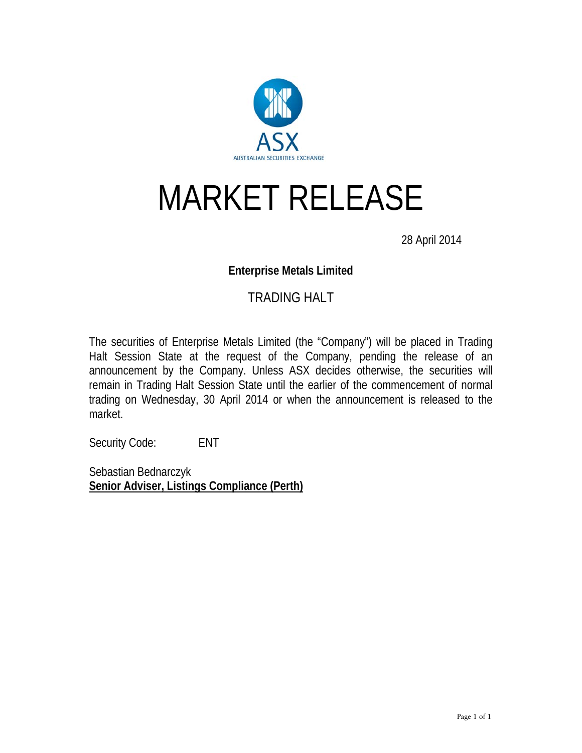ASX

AUSTRALIAN SECURITIES EXCHANGE

# MARKET RELEASE

28 April 2014

**Enterprise Metals Limited**

## TRADING HALT

The securities of Enterprise Metals Limited (the "Company") will be placed in Trading Halt Session State at the request of the Company, pending the release of an announcement by the Company. Unless ASX decides otherwise, the securities will remain in Trading Halt Session State until the earlier of the commencement of normal trading on Wednesday, 30 April 2014 or when the announcement is released to the market.

Security Code: ENT

Sebastian Bednarczyk
**Senior Adviser, Listings Compliance (Perth)**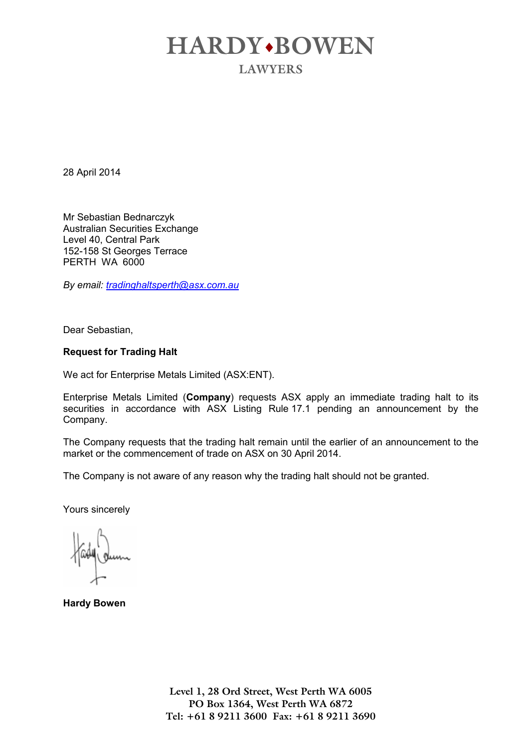# HARDY♦BOWEN

LAWYERS

28 April 2014

Mr Sebastian Bednarczyk
Australian Securities Exchange
Level 40, Central Park
152-158 St Georges Terrace
PERTH WA 6000

*By email: tradinghaltsperth@asx.com.au*

Dear Sebastian,

**Request for Trading Halt**

We act for Enterprise Metals Limited (ASX:ENT).

Enterprise Metals Limited (**Company**) requests ASX apply an immediate trading halt to its securities in accordance with ASX Listing Rule 17.1 pending an announcement by the Company.

The Company requests that the trading halt remain until the earlier of an announcement to the market or the commencement of trade on ASX on 30 April 2014.

The Company is not aware of any reason why the trading halt should not be granted.

Yours sincerely

**Hardy Bowen**

Level 1, 28 Ord Street, West Perth WA 6005
PO Box 1364, West Perth WA 6872
Tel: +61 8 9211 3600 Fax: +61 8 9211 3690